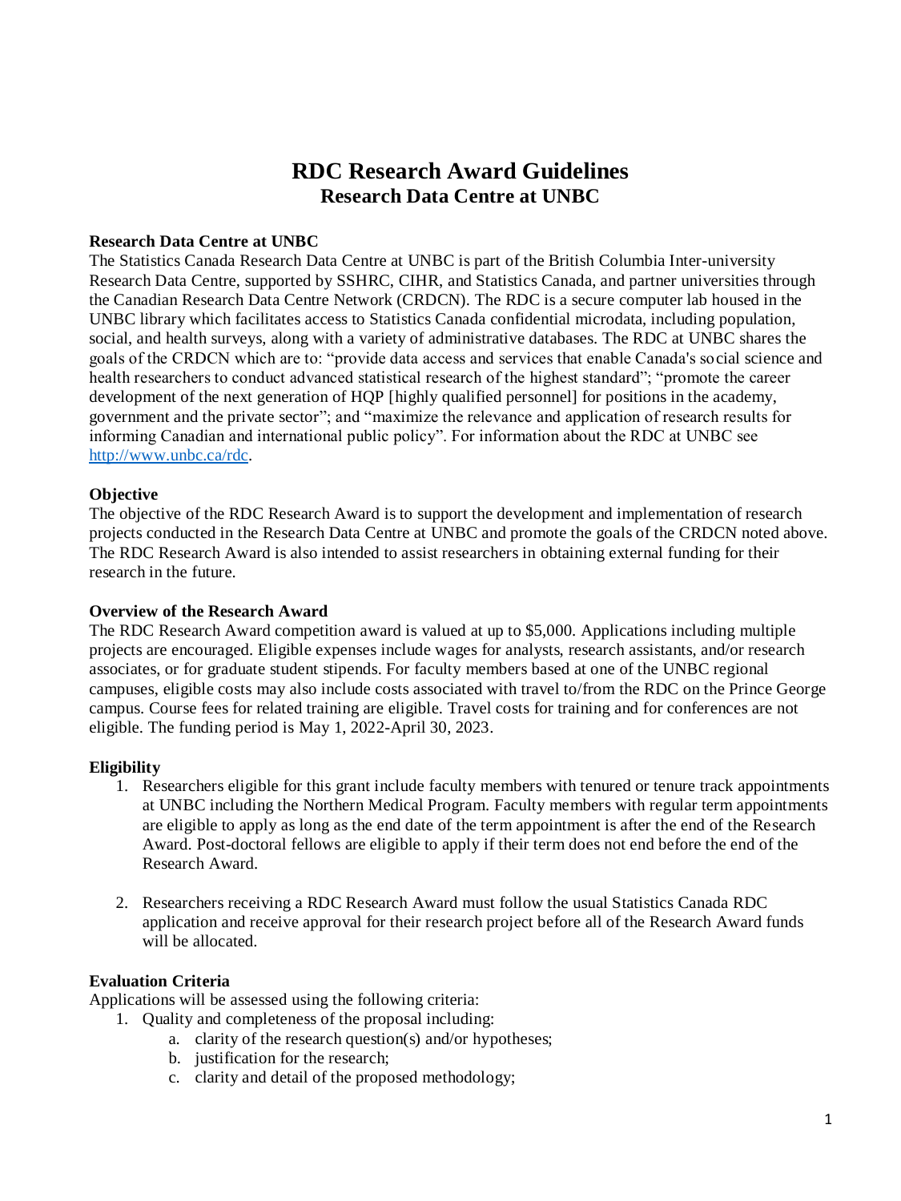# RDC Research Award Guidelines
## Research Data Centre at UNBC

**Research Data Centre at UNBC**

The Statistics Canada Research Data Centre at UNBC is part of the British Columbia Inter-university Research Data Centre, supported by SSHRC, CIHR, and Statistics Canada, and partner universities through the Canadian Research Data Centre Network (CRDCN). The RDC is a secure computer lab housed in the UNBC library which facilitates access to Statistics Canada confidential microdata, including population, social, and health surveys, along with a variety of administrative databases. The RDC at UNBC shares the goals of the CRDCN which are to: "provide data access and services that enable Canada's social science and health researchers to conduct advanced statistical research of the highest standard"; "promote the career development of the next generation of HQP [highly qualified personnel] for positions in the academy, government and the private sector"; and "maximize the relevance and application of research results for informing Canadian and international public policy". For information about the RDC at UNBC see http://www.unbc.ca/rdc.

**Objective**

The objective of the RDC Research Award is to support the development and implementation of research projects conducted in the Research Data Centre at UNBC and promote the goals of the CRDCN noted above. The RDC Research Award is also intended to assist researchers in obtaining external funding for their research in the future.

**Overview of the Research Award**

The RDC Research Award competition award is valued at up to $5,000. Applications including multiple projects are encouraged. Eligible expenses include wages for analysts, research assistants, and/or research associates, or for graduate student stipends. For faculty members based at one of the UNBC regional campuses, eligible costs may also include costs associated with travel to/from the RDC on the Prince George campus. Course fees for related training are eligible. Travel costs for training and for conferences are not eligible. The funding period is May 1, 2022-April 30, 2023.

**Eligibility**

1. Researchers eligible for this grant include faculty members with tenured or tenure track appointments at UNBC including the Northern Medical Program. Faculty members with regular term appointments are eligible to apply as long as the end date of the term appointment is after the end of the Research Award. Post-doctoral fellows are eligible to apply if their term does not end before the end of the Research Award.

2. Researchers receiving a RDC Research Award must follow the usual Statistics Canada RDC application and receive approval for their research project before all of the Research Award funds will be allocated.

**Evaluation Criteria**

Applications will be assessed using the following criteria:

1. Quality and completeness of the proposal including:
   a. clarity of the research question(s) and/or hypotheses;
   b. justification for the research;
   c. clarity and detail of the proposed methodology;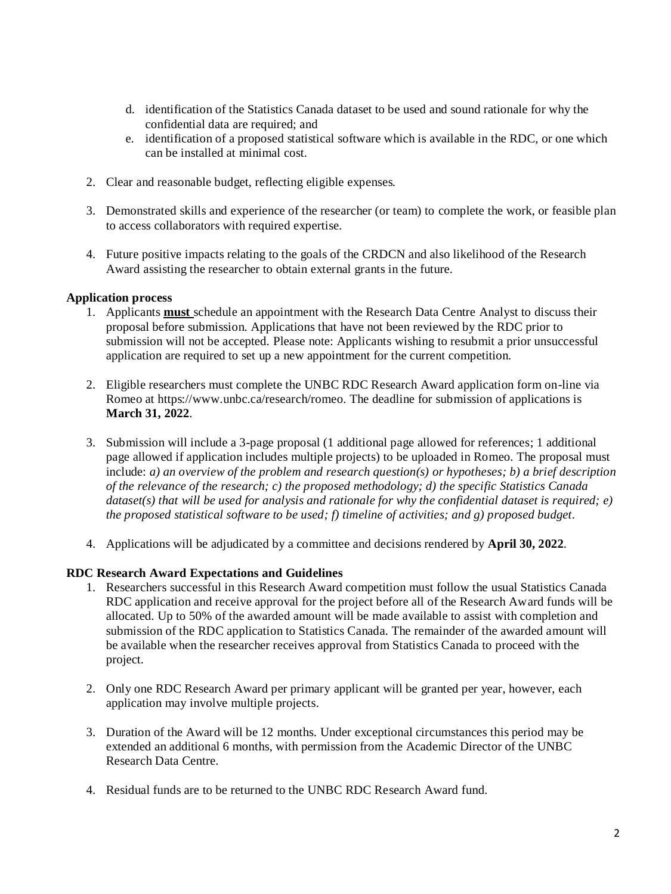d. identification of the Statistics Canada dataset to be used and sound rationale for why the confidential data are required; and
e. identification of a proposed statistical software which is available in the RDC, or one which can be installed at minimal cost.

2. Clear and reasonable budget, reflecting eligible expenses.

3. Demonstrated skills and experience of the researcher (or team) to complete the work, or feasible plan to access collaborators with required expertise.

4. Future positive impacts relating to the goals of the CRDCN and also likelihood of the Research Award assisting the researcher to obtain external grants in the future.

**Application process**

1. Applicants **must** schedule an appointment with the Research Data Centre Analyst to discuss their proposal before submission. Applications that have not been reviewed by the RDC prior to submission will not be accepted. Please note: Applicants wishing to resubmit a prior unsuccessful application are required to set up a new appointment for the current competition.

2. Eligible researchers must complete the UNBC RDC Research Award application form on-line via Romeo at https://www.unbc.ca/research/romeo. The deadline for submission of applications is **March 31, 2022**.

3. Submission will include a 3-page proposal (1 additional page allowed for references; 1 additional page allowed if application includes multiple projects) to be uploaded in Romeo. The proposal must include: *a) an overview of the problem and research question(s) or hypotheses; b) a brief description of the relevance of the research; c) the proposed methodology; d) the specific Statistics Canada dataset(s) that will be used for analysis and rationale for why the confidential dataset is required; e) the proposed statistical software to be used; f) timeline of activities; and g) proposed budget*.

4. Applications will be adjudicated by a committee and decisions rendered by **April 30, 2022**.

**RDC Research Award Expectations and Guidelines**

1. Researchers successful in this Research Award competition must follow the usual Statistics Canada RDC application and receive approval for the project before all of the Research Award funds will be allocated. Up to 50% of the awarded amount will be made available to assist with completion and submission of the RDC application to Statistics Canada. The remainder of the awarded amount will be available when the researcher receives approval from Statistics Canada to proceed with the project.

2. Only one RDC Research Award per primary applicant will be granted per year, however, each application may involve multiple projects.

3. Duration of the Award will be 12 months. Under exceptional circumstances this period may be extended an additional 6 months, with permission from the Academic Director of the UNBC Research Data Centre.

4. Residual funds are to be returned to the UNBC RDC Research Award fund.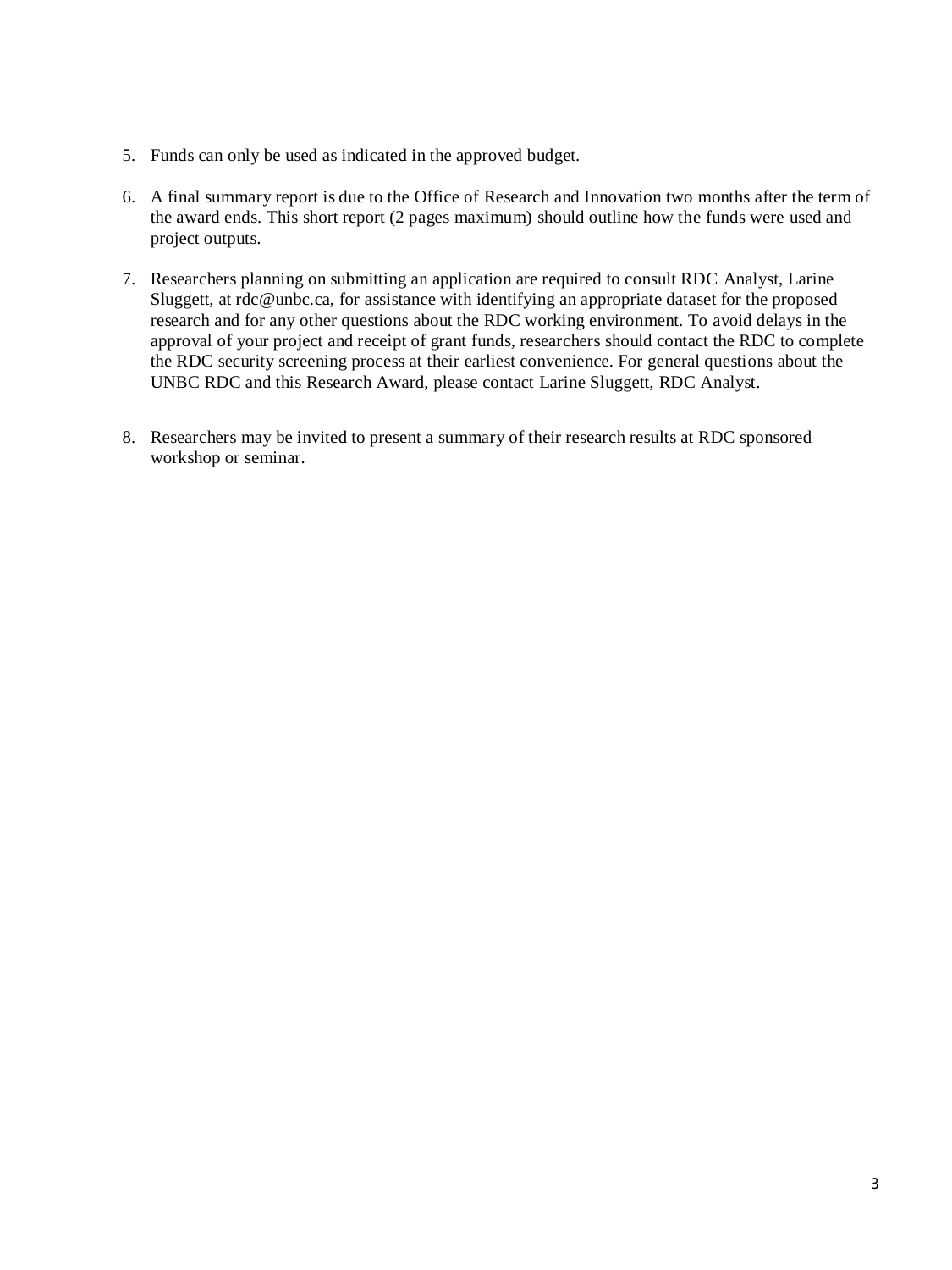5. Funds can only be used as indicated in the approved budget.

6. A final summary report is due to the Office of Research and Innovation two months after the term of the award ends. This short report (2 pages maximum) should outline how the funds were used and project outputs.

7. Researchers planning on submitting an application are required to consult RDC Analyst, Larine Sluggett, at rdc@unbc.ca, for assistance with identifying an appropriate dataset for the proposed research and for any other questions about the RDC working environment. To avoid delays in the approval of your project and receipt of grant funds, researchers should contact the RDC to complete the RDC security screening process at their earliest convenience. For general questions about the UNBC RDC and this Research Award, please contact Larine Sluggett, RDC Analyst.

8. Researchers may be invited to present a summary of their research results at RDC sponsored workshop or seminar.